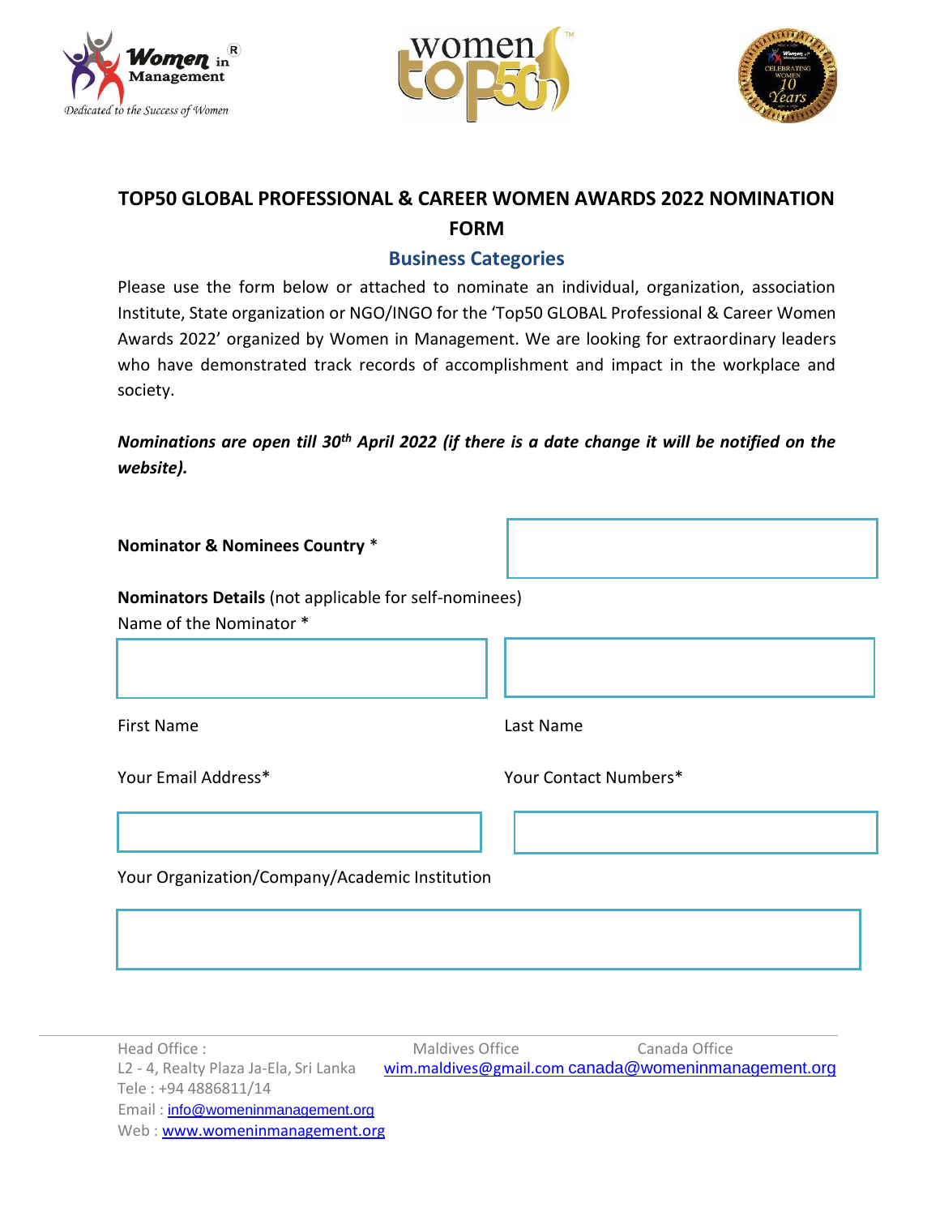# TOP50 GLOBAL PROFESSIONAL & CAREER WOMEN AWARDS 2022 NOMINATION FORM

## Business Categories

Please use the form below or attached to nominate an individual, organization, association Institute, State organization or NGO/INGO for the 'Top50 GLOBAL Professional & Career Women Awards 2022' organized by Women in Management. We are looking for extraordinary leaders who have demonstrated track records of accomplishment and impact in the workplace and society.

***Nominations are open till 30th April 2022 (if there is a date change it will be notified on the website).***

**Nominator & Nominees Country** *

**Nominators Details** (not applicable for self-nominees)

Name of the Nominator *

First Name

Last Name

Your Email Address*

Your Contact Numbers*

Your Organization/Company/Academic Institution

Head Office :
L2 - 4, Realty Plaza Ja-Ela, Sri Lanka
Tele : +94 4886811/14
Email : info@womeninmanagement.org
Web : www.womeninmanagement.org

Maldives Office
wim.maldives@gmail.com

Canada Office
canada@womeninmanagement.org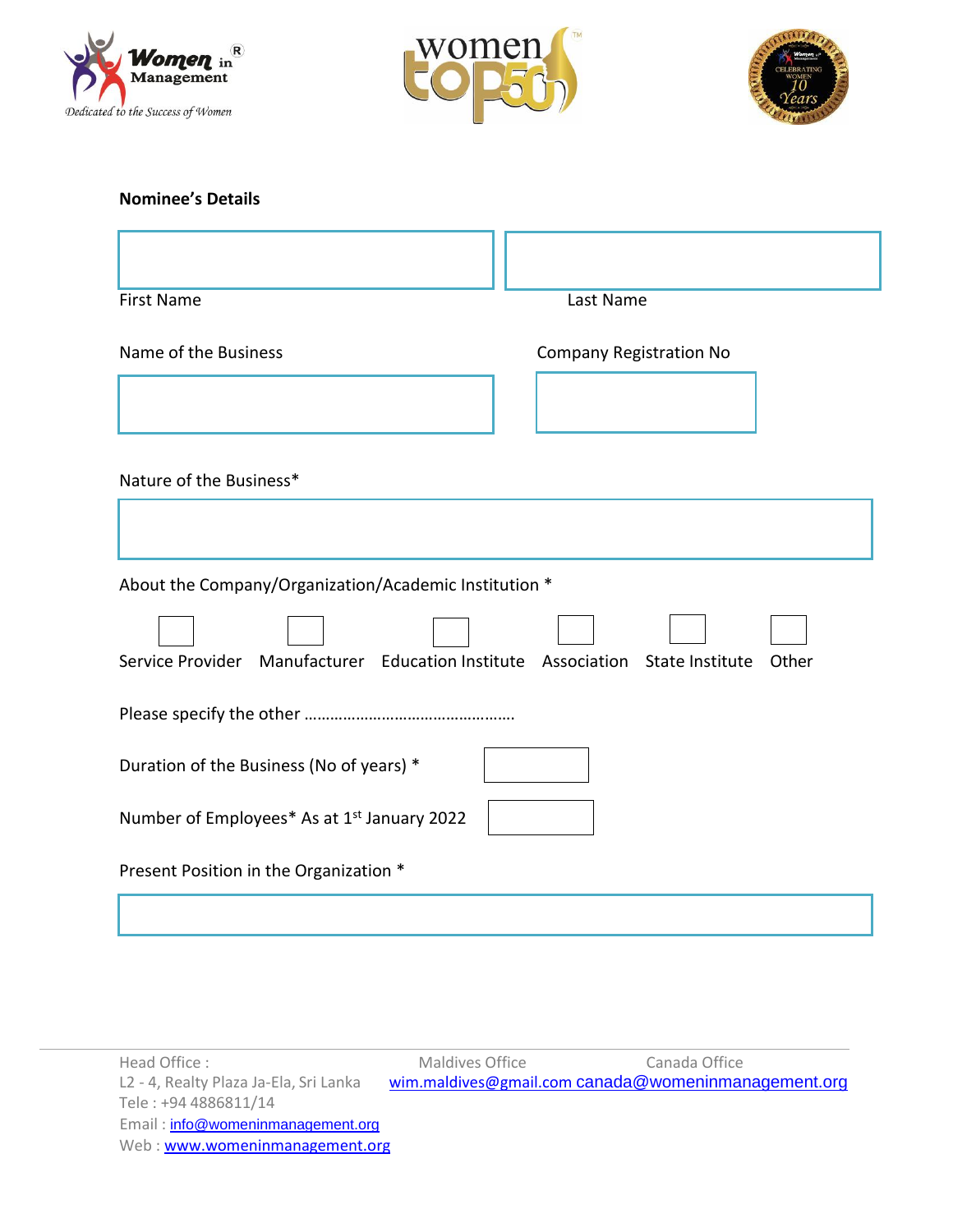**Nominee's Details**

First Name | Last Name

Name of the Business | Company Registration No

Nature of the Business*

About the Company/Organization/Academic Institution *

☐ Service Provider ☐ Manufacturer ☐ Education Institute ☐ Association ☐ State Institute ☐ Other

Please specify the other ……………………………………….

Duration of the Business (No of years) *

Number of Employees* As at 1st January 2022

Present Position in the Organization *

Head Office :
L2 - 4, Realty Plaza Ja-Ela, Sri Lanka
Tele : +94 4886811/14
Email : info@womeninmanagement.org
Web : www.womeninmanagement.org

Maldives Office
wim.maldives@gmail.com

Canada Office
canada@womeninmanagement.org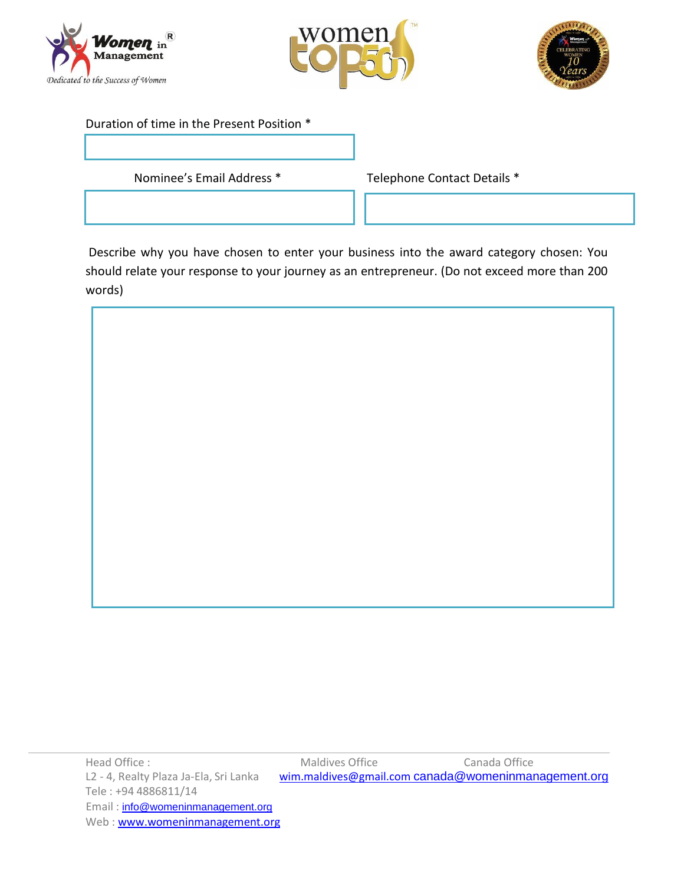Duration of time in the Present Position *

Nominee's Email Address *

Telephone Contact Details *

Describe why you have chosen to enter your business into the award category chosen: You should relate your response to your journey as an entrepreneur. (Do not exceed more than 200 words)

Head Office :
L2 - 4, Realty Plaza Ja-Ela, Sri Lanka
Tele : +94 4886811/14
Email : info@womeninmanagement.org
Web : www.womeninmanagement.org

Maldives Office
wim.maldives@gmail.com

Canada Office
canada@womeninmanagement.org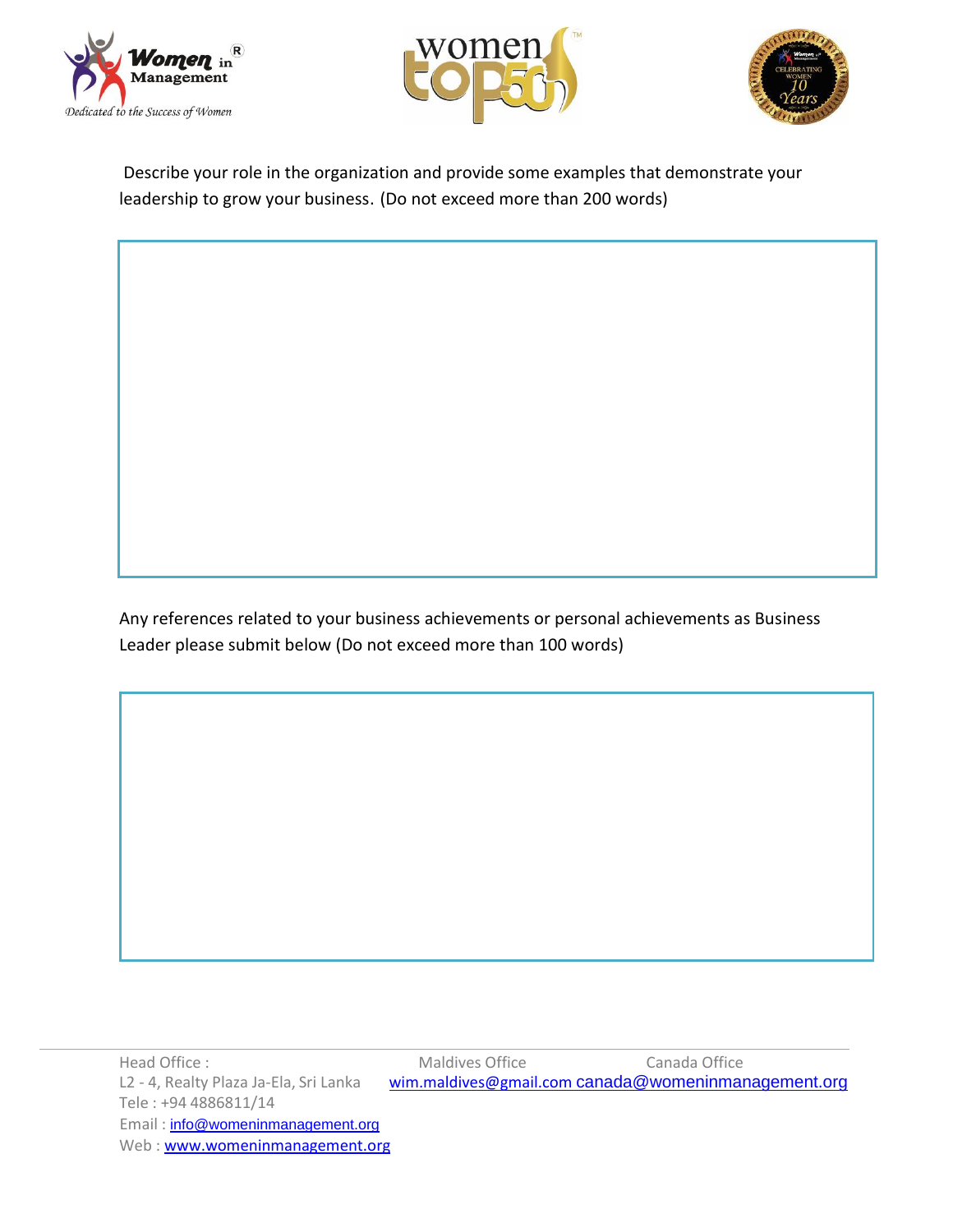Describe your role in the organization and provide some examples that demonstrate your leadership to grow your business. (Do not exceed more than 200 words)

Any references related to your business achievements or personal achievements as Business Leader please submit below (Do not exceed more than 100 words)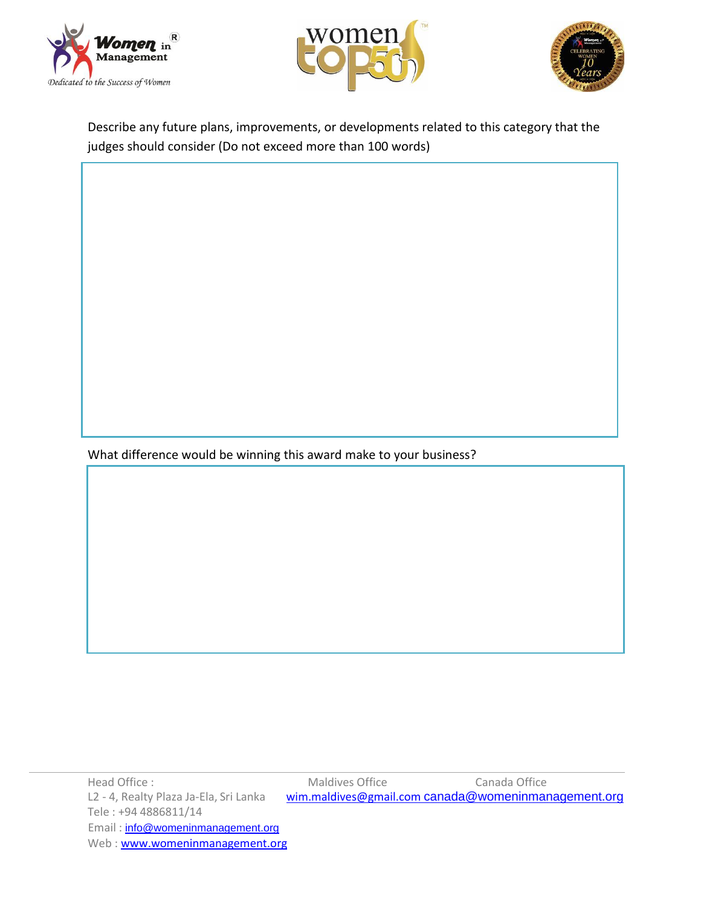Describe any future plans, improvements, or developments related to this category that the judges should consider (Do not exceed more than 100 words)

What difference would be winning this award make to your business?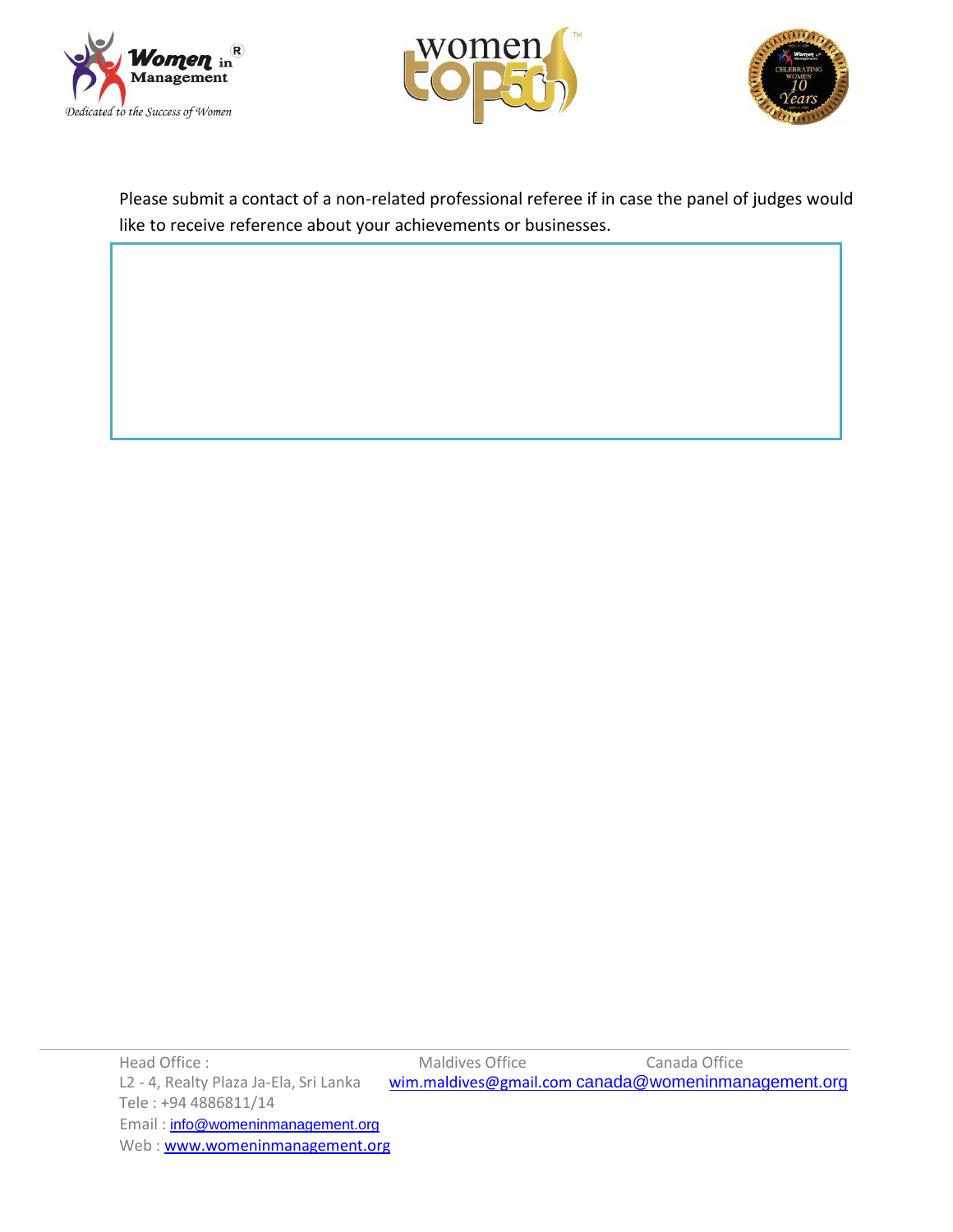Please submit a contact of a non-related professional referee if in case the panel of judges would like to receive reference about your achievements or businesses.

| |
|---|
| |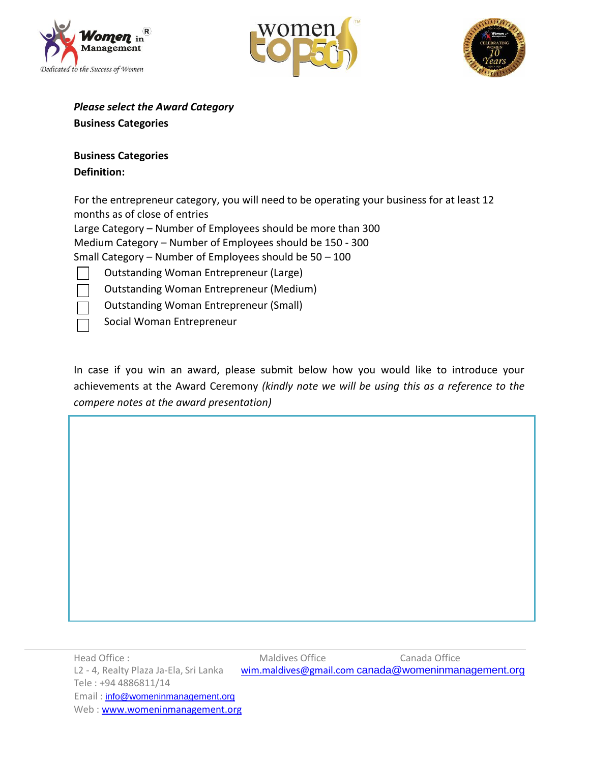***Please select the Award Category***

**Business Categories**

**Business Categories**

**Definition:**

For the entrepreneur category, you will need to be operating your business for at least 12 months as of close of entries

Large Category – Number of Employees should be more than 300

Medium Category – Number of Employees should be 150 - 300

Small Category – Number of Employees should be 50 – 100

- [ ] Outstanding Woman Entrepreneur (Large)
- [ ] Outstanding Woman Entrepreneur (Medium)
- [ ] Outstanding Woman Entrepreneur (Small)
- [ ] Social Woman Entrepreneur

In case if you win an award, please submit below how you would like to introduce your achievements at the Award Ceremony *(kindly note we will be using this as a reference to the compere notes at the award presentation)*

| |
|---|
| |

Head Office :
L2 - 4, Realty Plaza Ja-Ela, Sri Lanka
Tele : +94 4886811/14
Email : info@womeninmanagement.org
Web : www.womeninmanagement.org

Maldives Office
wim.maldives@gmail.com

Canada Office
canada@womeninmanagement.org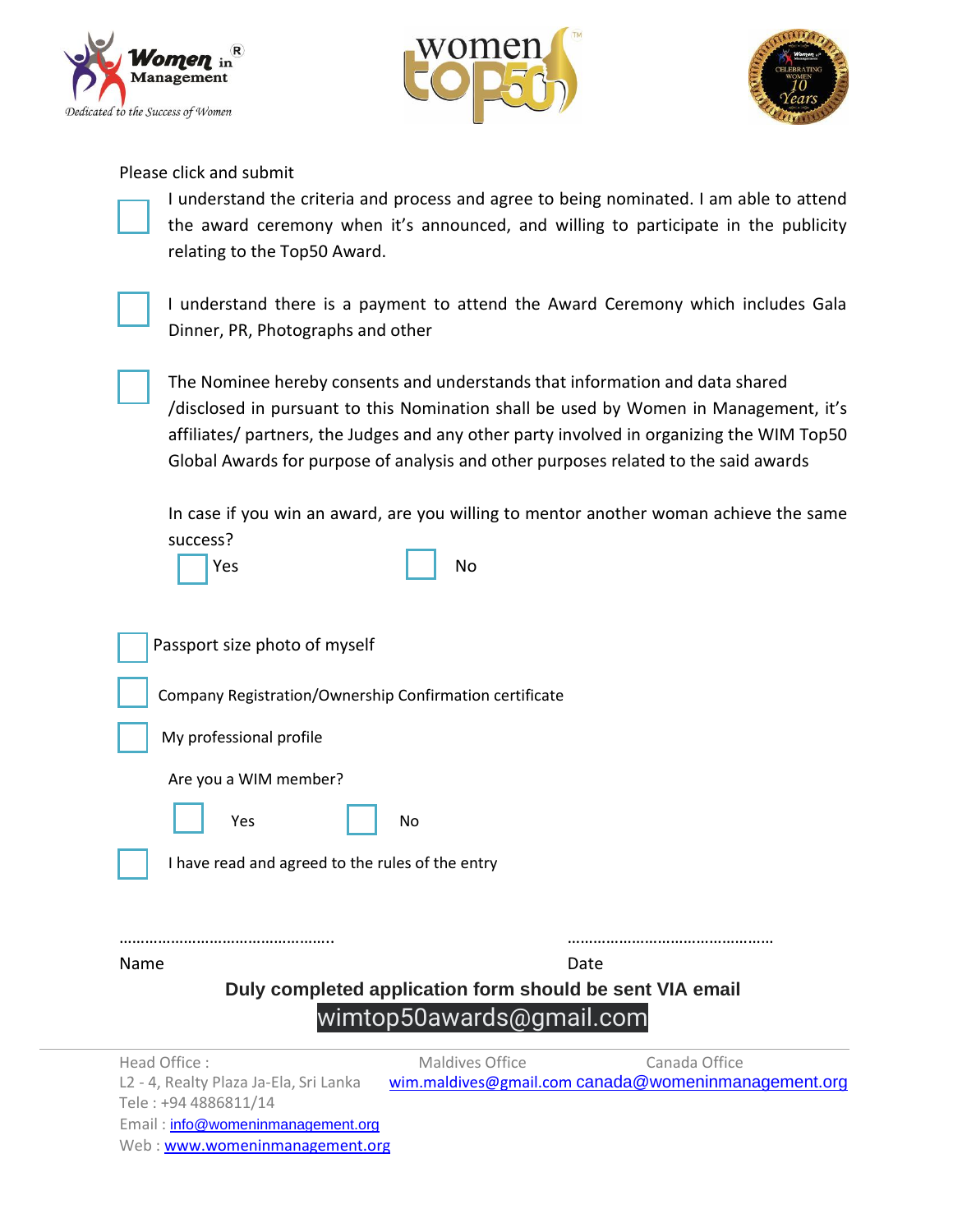Please click and submit

☐ I understand the criteria and process and agree to being nominated. I am able to attend the award ceremony when it's announced, and willing to participate in the publicity relating to the Top50 Award.

☐ I understand there is a payment to attend the Award Ceremony which includes Gala Dinner, PR, Photographs and other

☐ The Nominee hereby consents and understands that information and data shared /disclosed in pursuant to this Nomination shall be used by Women in Management, it's affiliates/ partners, the Judges and any other party involved in organizing the WIM Top50 Global Awards for purpose of analysis and other purposes related to the said awards

In case if you win an award, are you willing to mentor another woman achieve the same success?

☐ Yes ☐ No

☐ Passport size photo of myself

☐ Company Registration/Ownership Confirmation certificate

☐ My professional profile

Are you a WIM member?

☐ Yes ☐ No

☐ I have read and agreed to the rules of the entry

…………………………………………..
Name

…………………………………………
Date

**Duly completed application form should be sent VIA email**

wimtop50awards@gmail.com

Head Office :
L2 - 4, Realty Plaza Ja-Ela, Sri Lanka
Tele : +94 4886811/14
Email : info@womeninmanagement.org
Web : www.womeninmanagement.org

Maldives Office
wim.maldives@gmail.com

Canada Office
canada@womeninmanagement.org